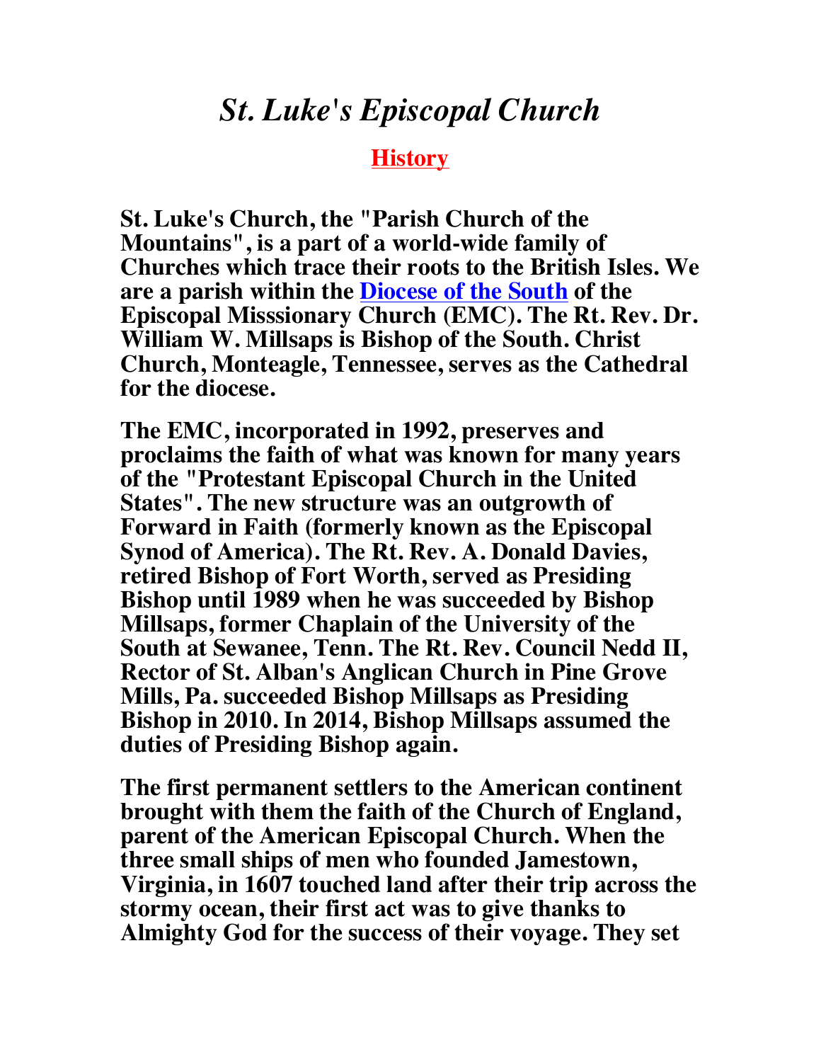# *St. Luke's Episcopal Church*

## History

**St. Luke's Church, the "Parish Church of the Mountains", is a part of a world-wide family of Churches which trace their roots to the British Isles. We are a parish within the Diocese of the South of the Episcopal Misssionary Church (EMC). The Rt. Rev. Dr. William W. Millsaps is Bishop of the South. Christ Church, Monteagle, Tennessee, serves as the Cathedral for the diocese.**

**The EMC, incorporated in 1992, preserves and proclaims the faith of what was known for many years of the "Protestant Episcopal Church in the United States". The new structure was an outgrowth of Forward in Faith (formerly known as the Episcopal Synod of America). The Rt. Rev. A. Donald Davies, retired Bishop of Fort Worth, served as Presiding Bishop until 1989 when he was succeeded by Bishop Millsaps, former Chaplain of the University of the South at Sewanee, Tenn. The Rt. Rev. Council Nedd II, Rector of St. Alban's Anglican Church in Pine Grove Mills, Pa. succeeded Bishop Millsaps as Presiding Bishop in 2010. In 2014, Bishop Millsaps assumed the duties of Presiding Bishop again.**

**The first permanent settlers to the American continent brought with them the faith of the Church of England, parent of the American Episcopal Church. When the three small ships of men who founded Jamestown, Virginia, in 1607 touched land after their trip across the stormy ocean, their first act was to give thanks to Almighty God for the success of their voyage. They set**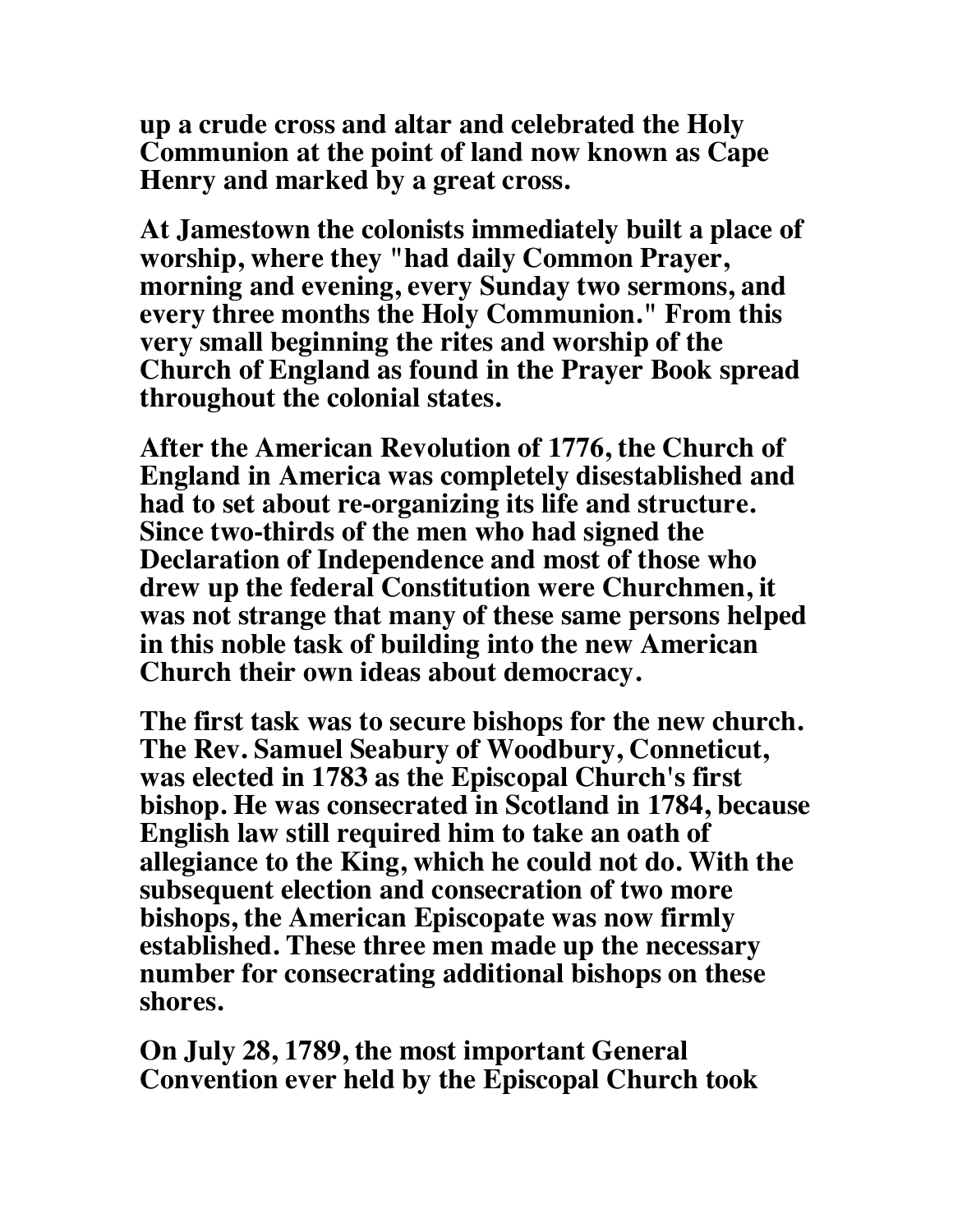**up a crude cross and altar and celebrated the Holy Communion at the point of land now known as Cape Henry and marked by a great cross.**

**At Jamestown the colonists immediately built a place of worship, where they "had daily Common Prayer, morning and evening, every Sunday two sermons, and every three months the Holy Communion." From this very small beginning the rites and worship of the Church of England as found in the Prayer Book spread throughout the colonial states.**

**After the American Revolution of 1776, the Church of England in America was completely disestablished and had to set about re-organizing its life and structure. Since two-thirds of the men who had signed the Declaration of Independence and most of those who drew up the federal Constitution were Churchmen, it was not strange that many of these same persons helped in this noble task of building into the new American Church their own ideas about democracy.**

**The first task was to secure bishops for the new church. The Rev. Samuel Seabury of Woodbury, Conneticut, was elected in 1783 as the Episcopal Church's first bishop. He was consecrated in Scotland in 1784, because English law still required him to take an oath of allegiance to the King, which he could not do. With the subsequent election and consecration of two more bishops, the American Episcopate was now firmly established. These three men made up the necessary number for consecrating additional bishops on these shores.**

**On July 28, 1789, the most important General Convention ever held by the Episcopal Church took**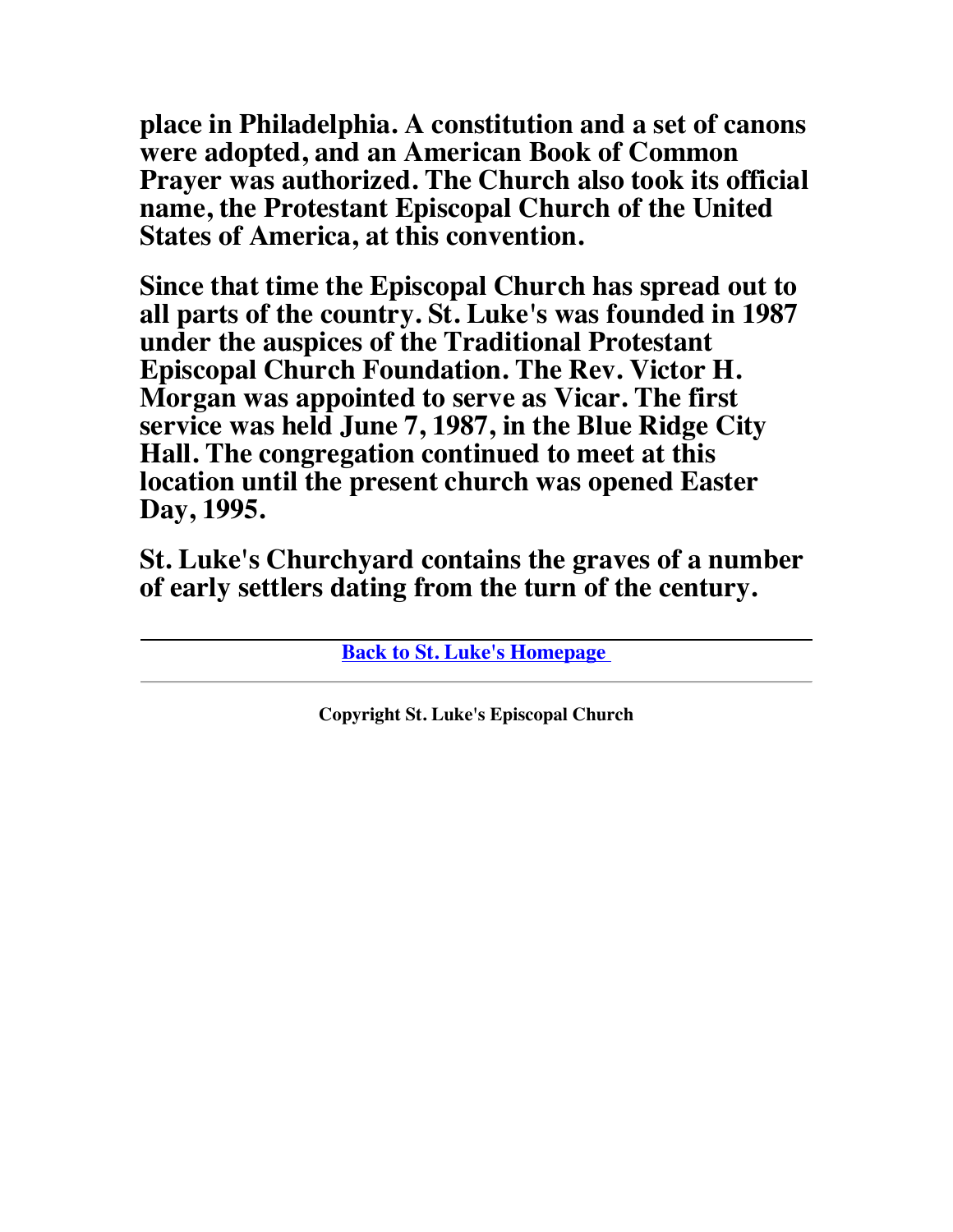**place in Philadelphia. A constitution and a set of canons were adopted, and an American Book of Common Prayer was authorized. The Church also took its official name, the Protestant Episcopal Church of the United States of America, at this convention.**

**Since that time the Episcopal Church has spread out to all parts of the country. St. Luke's was founded in 1987 under the auspices of the Traditional Protestant Episcopal Church Foundation. The Rev. Victor H. Morgan was appointed to serve as Vicar. The first service was held June 7, 1987, in the Blue Ridge City Hall. The congregation continued to meet at this location until the present church was opened Easter Day, 1995.**

**St. Luke's Churchyard contains the graves of a number of early settlers dating from the turn of the century.**

---

**Back to St. Luke's Homepage**

---

**Copyright St. Luke's Episcopal Church**